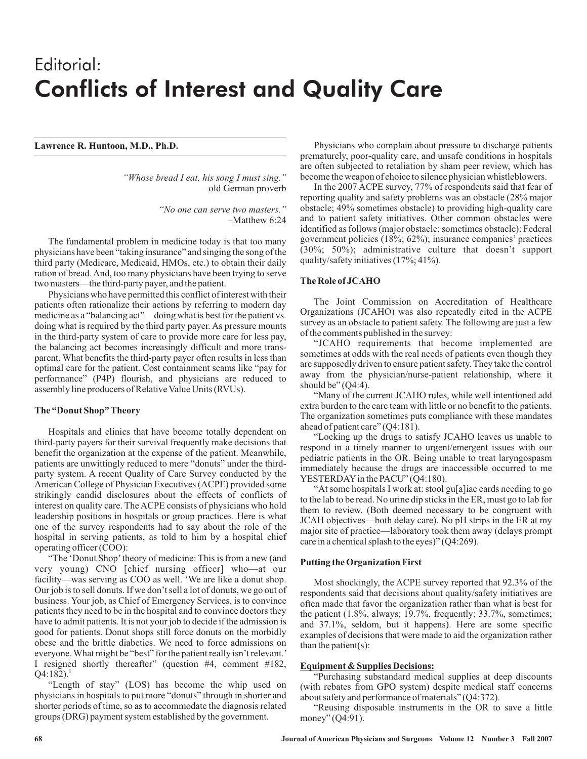# Editorial: Conflicts of Interest and Quality Care

**Lawrence R. Huntoon, M.D., Ph.D.**

> *"Whose bread I eat, his song I must sing."*
> –old German proverb

> *"No one can serve two masters."*
> –Matthew 6:24

The fundamental problem in medicine today is that too many physicians have been "taking insurance" and singing the song of the third party (Medicare, Medicaid, HMOs, etc.) to obtain their daily ration of bread. And, too many physicians have been trying to serve two masters—the third-party payer, and the patient.

Physicians who have permitted this conflict of interest with their patients often rationalize their actions by referring to modern day medicine as a "balancing act"—doing what is best for the patient vs. doing what is required by the third party payer. As pressure mounts in the third-party system of care to provide more care for less pay, the balancing act becomes increasingly difficult and more transparent. What benefits the third-party payer often results in less than optimal care for the patient. Cost containment scams like "pay for performance" (P4P) flourish, and physicians are reduced to assembly line producers of Relative Value Units (RVUs).

### The "Donut Shop" Theory

Hospitals and clinics that have become totally dependent on third-party payers for their survival frequently make decisions that benefit the organization at the expense of the patient. Meanwhile, patients are unwittingly reduced to mere "donuts" under the third-party system. A recent Quality of Care Survey conducted by the American College of Physician Executives (ACPE) provided some strikingly candid disclosures about the effects of conflicts of interest on quality care. The ACPE consists of physicians who hold leadership positions in hospitals or group practices. Here is what one of the survey respondents had to say about the role of the hospital in serving patients, as told to him by a hospital chief operating officer (COO):

"The 'Donut Shop' theory of medicine: This is from a new (and very young) CNO [chief nursing officer] who—at our facility—was serving as COO as well. 'We are like a donut shop. Our job is to sell donuts. If we don't sell a lot of donuts, we go out of business. Your job, as Chief of Emergency Services, is to convince patients they need to be in the hospital and to convince doctors they have to admit patients. It is not your job to decide if the admission is good for patients. Donut shops still force donuts on the morbidly obese and the brittle diabetics. We need to force admissions on everyone. What might be "best" for the patient really isn't relevant.' I resigned shortly thereafter" (question #4, comment #182, Q4:182).[1]

"Length of stay" (LOS) has become the whip used on physicians in hospitals to put more "donuts" through in shorter and shorter periods of time, so as to accommodate the diagnosis related groups (DRG) payment system established by the government.

Physicians who complain about pressure to discharge patients prematurely, poor-quality care, and unsafe conditions in hospitals are often subjected to retaliation by sham peer review, which has become the weapon of choice to silence physician whistleblowers.

In the 2007 ACPE survey, 77% of respondents said that fear of reporting quality and safety problems was an obstacle (28% major obstacle; 49% sometimes obstacle) to providing high-quality care and to patient safety initiatives. Other common obstacles were identified as follows (major obstacle; sometimes obstacle): Federal government policies (18%; 62%); insurance companies' practices (30%; 50%); administrative culture that doesn't support quality/safety initiatives (17%; 41%).

### The Role of JCAHO

The Joint Commission on Accreditation of Healthcare Organizations (JCAHO) was also repeatedly cited in the ACPE survey as an obstacle to patient safety. The following are just a few of the comments published in the survey:

"JCAHO requirements that become implemented are sometimes at odds with the real needs of patients even though they are supposedly driven to ensure patient safety. They take the control away from the physician/nurse-patient relationship, where it should be" (Q4:4).

"Many of the current JCAHO rules, while well intentioned add extra burden to the care team with little or no benefit to the patients. The organization sometimes puts compliance with these mandates ahead of patient care" (Q4:181).

"Locking up the drugs to satisfy JCAHO leaves us unable to respond in a timely manner to urgent/emergent issues with our pediatric patients in the OR. Being unable to treat laryngospasm immediately because the drugs are inaccessible occurred to me YESTERDAY in the PACU" (Q4:180).

"At some hospitals I work at: stool gu[a]iac cards needing to go to the lab to be read. No urine dip sticks in the ER, must go to lab for them to review. (Both deemed necessary to be congruent with JCAH objectives—both delay care). No pH strips in the ER at my major site of practice—laboratory took them away (delays prompt care in a chemical splash to the eyes)" (Q4:269).

### Putting the Organization First

Most shockingly, the ACPE survey reported that 92.3% of the respondents said that decisions about quality/safety initiatives are often made that favor the organization rather than what is best for the patient (1.8%, always; 19.7%, frequently; 33.7%, sometimes; and 37.1%, seldom, but it happens). Here are some specific examples of decisions that were made to aid the organization rather than the patient(s):

**Equipment & Supplies Decisions:**

"Purchasing substandard medical supplies at deep discounts (with rebates from GPO system) despite medical staff concerns about safety and performance of materials" (Q4:372).

"Reusing disposable instruments in the OR to save a little money" (Q4:91).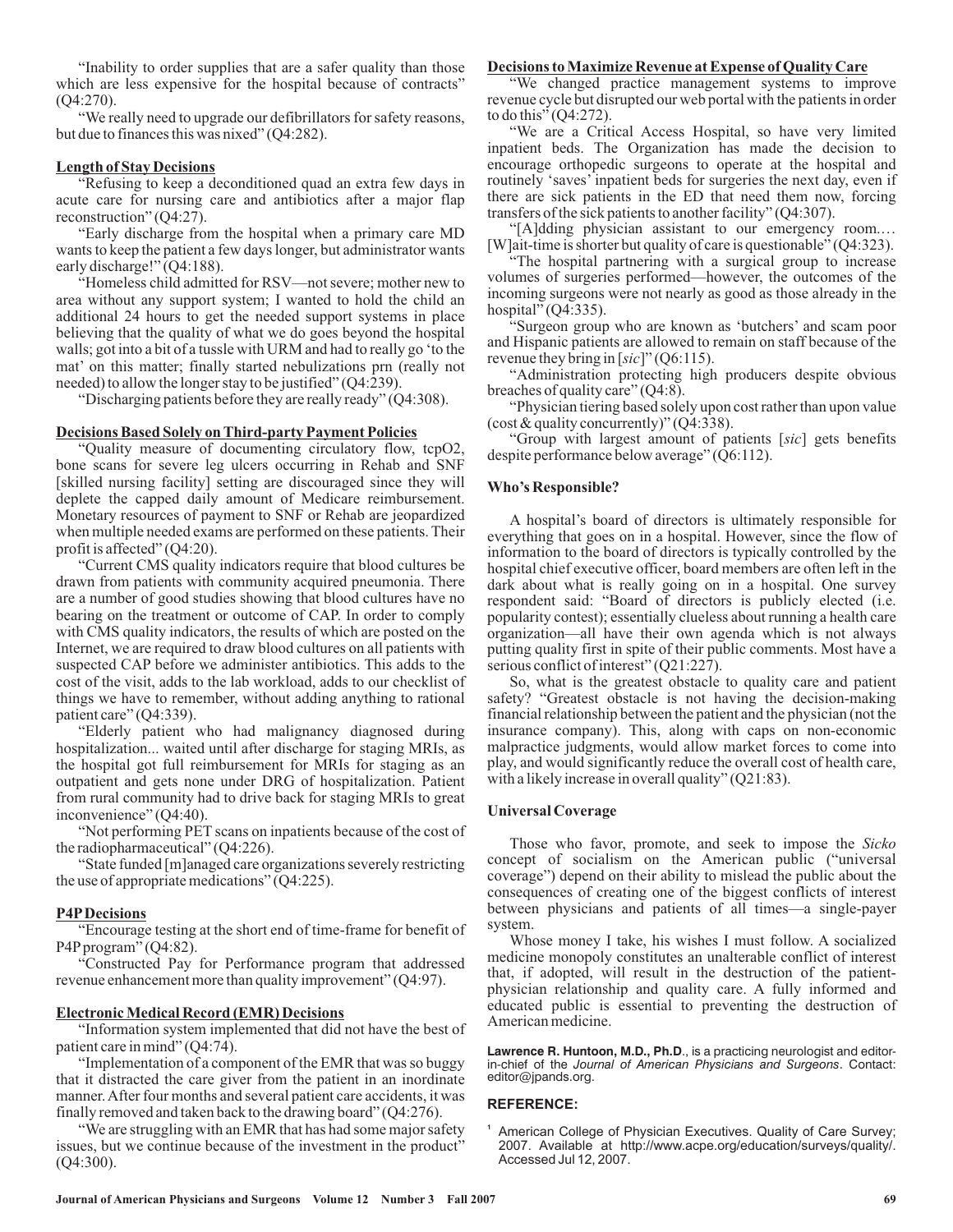"Inability to order supplies that are a safer quality than those which are less expensive for the hospital because of contracts" (Q4:270).

"We really need to upgrade our defibrillators for safety reasons, but due to finances this was nixed" (Q4:282).

**Length of Stay Decisions**

"Refusing to keep a deconditioned quad an extra few days in acute care for nursing care and antibiotics after a major flap reconstruction" (Q4:27).

"Early discharge from the hospital when a primary care MD wants to keep the patient a few days longer, but administrator wants early discharge!" (Q4:188).

"Homeless child admitted for RSV—not severe; mother new to area without any support system; I wanted to hold the child an additional 24 hours to get the needed support systems in place believing that the quality of what we do goes beyond the hospital walls; got into a bit of a tussle with URM and had to really go 'to the mat' on this matter; finally started nebulizations prn (really not needed) to allow the longer stay to be justified" (Q4:239).

"Discharging patients before they are really ready" (Q4:308).

**Decisions Based Solely on Third-party Payment Policies**

"Quality measure of documenting circulatory flow, tcpO2, bone scans for severe leg ulcers occurring in Rehab and SNF [skilled nursing facility] setting are discouraged since they will deplete the capped daily amount of Medicare reimbursement. Monetary resources of payment to SNF or Rehab are jeopardized when multiple needed exams are performed on these patients. Their profit is affected" (Q4:20).

"Current CMS quality indicators require that blood cultures be drawn from patients with community acquired pneumonia. There are a number of good studies showing that blood cultures have no bearing on the treatment or outcome of CAP. In order to comply with CMS quality indicators, the results of which are posted on the Internet, we are required to draw blood cultures on all patients with suspected CAP before we administer antibiotics. This adds to the cost of the visit, adds to the lab workload, adds to our checklist of things we have to remember, without adding anything to rational patient care" (Q4:339).

"Elderly patient who had malignancy diagnosed during hospitalization... waited until after discharge for staging MRIs, as the hospital got full reimbursement for MRIs for staging as an outpatient and gets none under DRG of hospitalization. Patient from rural community had to drive back for staging MRIs to great inconvenience" (Q4:40).

"Not performing PET scans on inpatients because of the cost of the radiopharmaceutical" (Q4:226).

"State funded [m]anaged care organizations severely restricting the use of appropriate medications" (Q4:225).

**P4P Decisions**

"Encourage testing at the short end of time-frame for benefit of P4P program" (Q4:82).

"Constructed Pay for Performance program that addressed revenue enhancement more than quality improvement" (Q4:97).

**Electronic Medical Record (EMR) Decisions**

"Information system implemented that did not have the best of patient care in mind" (Q4:74).

"Implementation of a component of the EMR that was so buggy that it distracted the care giver from the patient in an inordinate manner. After four months and several patient care accidents, it was finally removed and taken back to the drawing board" (Q4:276).

"We are struggling with an EMR that has had some major safety issues, but we continue because of the investment in the product" (Q4:300).

**Decisions to Maximize Revenue at Expense of Quality Care**

"We changed practice management systems to improve revenue cycle but disrupted our web portal with the patients in order to do this" (Q4:272).

"We are a Critical Access Hospital, so have very limited inpatient beds. The Organization has made the decision to encourage orthopedic surgeons to operate at the hospital and routinely 'saves' inpatient beds for surgeries the next day, even if there are sick patients in the ED that need them now, forcing transfers of the sick patients to another facility" (Q4:307).

"[A]dding physician assistant to our emergency room.… [W]ait-time is shorter but quality of care is questionable" (Q4:323).

"The hospital partnering with a surgical group to increase volumes of surgeries performed—however, the outcomes of the incoming surgeons were not nearly as good as those already in the hospital" (Q4:335).

"Surgeon group who are known as 'butchers' and scam poor and Hispanic patients are allowed to remain on staff because of the revenue they bring in [*sic*]" (Q6:115).

"Administration protecting high producers despite obvious breaches of quality care" (Q4:8).

"Physician tiering based solely upon cost rather than upon value (cost & quality concurrently)" (Q4:338).

"Group with largest amount of patients [*sic*] gets benefits despite performance below average" (Q6:112).

### Who's Responsible?

A hospital's board of directors is ultimately responsible for everything that goes on in a hospital. However, since the flow of information to the board of directors is typically controlled by the hospital chief executive officer, board members are often left in the dark about what is really going on in a hospital. One survey respondent said: "Board of directors is publicly elected (i.e. popularity contest); essentially clueless about running a health care organization—all have their own agenda which is not always putting quality first in spite of their public comments. Most have a serious conflict of interest" (Q21:227).

So, what is the greatest obstacle to quality care and patient safety? "Greatest obstacle is not having the decision-making financial relationship between the patient and the physician (not the insurance company). This, along with caps on non-economic malpractice judgments, would allow market forces to come into play, and would significantly reduce the overall cost of health care, with a likely increase in overall quality" (Q21:83).

### Universal Coverage

Those who favor, promote, and seek to impose the *Sicko* concept of socialism on the American public ("universal coverage") depend on their ability to mislead the public about the consequences of creating one of the biggest conflicts of interest between physicians and patients of all times—a single-payer system.

Whose money I take, his wishes I must follow. A socialized medicine monopoly constitutes an unalterable conflict of interest that, if adopted, will result in the destruction of the patient-physician relationship and quality care. A fully informed and educated public is essential to preventing the destruction of American medicine.

**Lawrence R. Huntoon, M.D., Ph.D**., is a practicing neurologist and editor-in-chief of the *Journal of American Physicians and Surgeons*. Contact: editor@jpands.org.

### REFERENCE:

[1] American College of Physician Executives. Quality of Care Survey; 2007. Available at http://www.acpe.org/education/surveys/quality/. Accessed Jul 12, 2007.